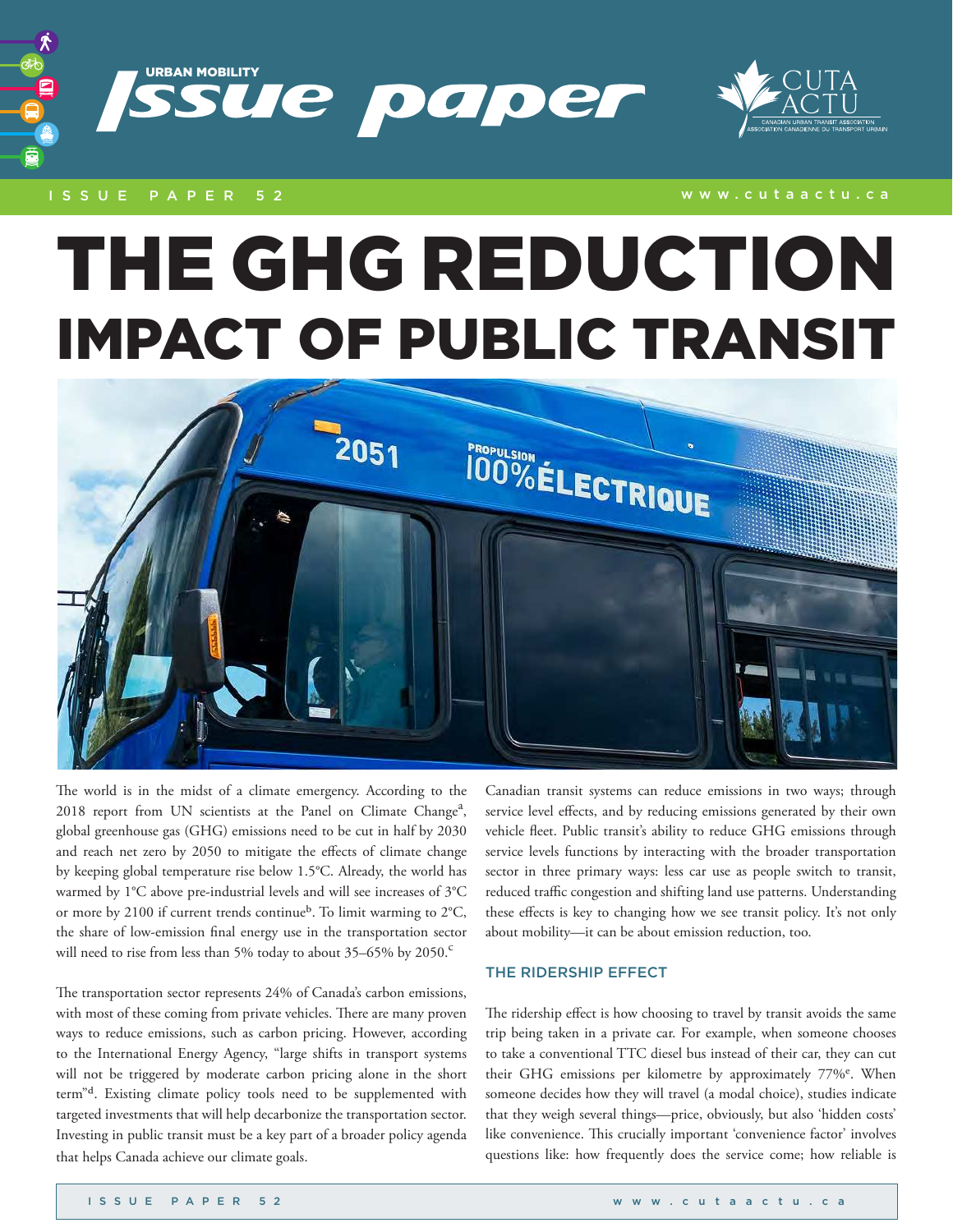# THE GHG REDUCTION IMPACT OF PUBLIC TRANSIT

The world is in the midst of a climate emergency. According to the 2018 report from UN scientists at the Panel on Climate Change[a], global greenhouse gas (GHG) emissions need to be cut in half by 2030 and reach net zero by 2050 to mitigate the effects of climate change by keeping global temperature rise below 1.5°C. Already, the world has warmed by 1°C above pre-industrial levels and will see increases of 3°C or more by 2100 if current trends continue[b]. To limit warming to 2°C, the share of low-emission final energy use in the transportation sector will need to rise from less than 5% today to about 35–65% by 2050.[c]

The transportation sector represents 24% of Canada's carbon emissions, with most of these coming from private vehicles. There are many proven ways to reduce emissions, such as carbon pricing. However, according to the International Energy Agency, "large shifts in transport systems will not be triggered by moderate carbon pricing alone in the short term"[d]. Existing climate policy tools need to be supplemented with targeted investments that will help decarbonize the transportation sector. Investing in public transit must be a key part of a broader policy agenda that helps Canada achieve our climate goals.

Canadian transit systems can reduce emissions in two ways; through service level effects, and by reducing emissions generated by their own vehicle fleet. Public transit's ability to reduce GHG emissions through service levels functions by interacting with the broader transportation sector in three primary ways: less car use as people switch to transit, reduced traffic congestion and shifting land use patterns. Understanding these effects is key to changing how we see transit policy. It's not only about mobility—it can be about emission reduction, too.

## THE RIDERSHIP EFFECT

The ridership effect is how choosing to travel by transit avoids the same trip being taken in a private car. For example, when someone chooses to take a conventional TTC diesel bus instead of their car, they can cut their GHG emissions per kilometre by approximately 77%[e]. When someone decides how they will travel (a modal choice), studies indicate that they weigh several things—price, obviously, but also 'hidden costs' like convenience. This crucially important 'convenience factor' involves questions like: how frequently does the service come; how reliable is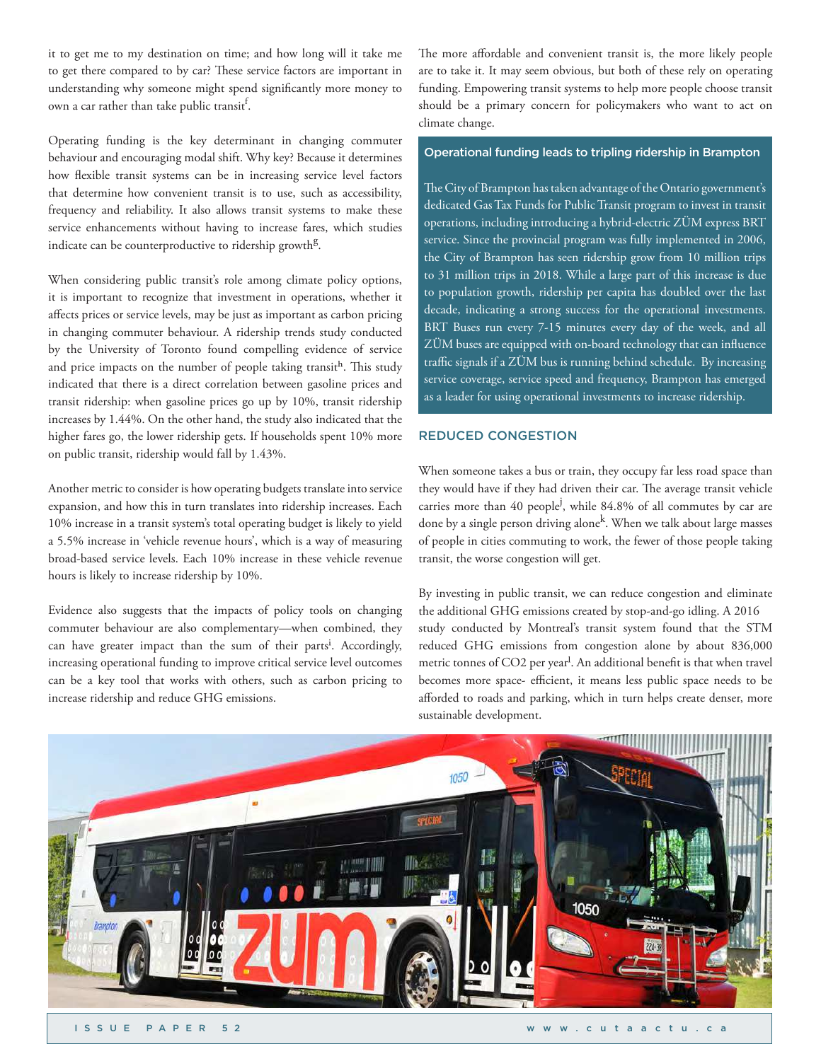it to get me to my destination on time; and how long will it take me to get there compared to by car? These service factors are important in understanding why someone might spend significantly more money to own a car rather than take public transit[f].

Operating funding is the key determinant in changing commuter behaviour and encouraging modal shift. Why key? Because it determines how flexible transit systems can be in increasing service level factors that determine how convenient transit is to use, such as accessibility, frequency and reliability. It also allows transit systems to make these service enhancements without having to increase fares, which studies indicate can be counterproductive to ridership growth[g].

When considering public transit's role among climate policy options, it is important to recognize that investment in operations, whether it affects prices or service levels, may be just as important as carbon pricing in changing commuter behaviour. A ridership trends study conducted by the University of Toronto found compelling evidence of service and price impacts on the number of people taking transit[h]. This study indicated that there is a direct correlation between gasoline prices and transit ridership: when gasoline prices go up by 10%, transit ridership increases by 1.44%. On the other hand, the study also indicated that the higher fares go, the lower ridership gets. If households spent 10% more on public transit, ridership would fall by 1.43%.

Another metric to consider is how operating budgets translate into service expansion, and how this in turn translates into ridership increases. Each 10% increase in a transit system's total operating budget is likely to yield a 5.5% increase in 'vehicle revenue hours', which is a way of measuring broad-based service levels. Each 10% increase in these vehicle revenue hours is likely to increase ridership by 10%.

Evidence also suggests that the impacts of policy tools on changing commuter behaviour are also complementary—when combined, they can have greater impact than the sum of their parts[i]. Accordingly, increasing operational funding to improve critical service level outcomes can be a key tool that works with others, such as carbon pricing to increase ridership and reduce GHG emissions.

The more affordable and convenient transit is, the more likely people are to take it. It may seem obvious, but both of these rely on operating funding. Empowering transit systems to help more people choose transit should be a primary concern for policymakers who want to act on climate change.

**Operational funding leads to tripling ridership in Brampton**

The City of Brampton has taken advantage of the Ontario government's dedicated Gas Tax Funds for Public Transit program to invest in transit operations, including introducing a hybrid-electric ZÜM express BRT service. Since the provincial program was fully implemented in 2006, the City of Brampton has seen ridership grow from 10 million trips to 31 million trips in 2018. While a large part of this increase is due to population growth, ridership per capita has doubled over the last decade, indicating a strong success for the operational investments. BRT Buses run every 7-15 minutes every day of the week, and all ZÜM buses are equipped with on-board technology that can influence traffic signals if a ZÜM bus is running behind schedule. By increasing service coverage, service speed and frequency, Brampton has emerged as a leader for using operational investments to increase ridership.

## REDUCED CONGESTION

When someone takes a bus or train, they occupy far less road space than they would have if they had driven their car. The average transit vehicle carries more than 40 people[j], while 84.8% of all commutes by car are done by a single person driving alone[k]. When we talk about large masses of people in cities commuting to work, the fewer of those people taking transit, the worse congestion will get.

By investing in public transit, we can reduce congestion and eliminate the additional GHG emissions created by stop-and-go idling. A 2016 study conducted by Montreal's transit system found that the STM reduced GHG emissions from congestion alone by about 836,000 metric tonnes of $CO_2$ per year[l]. An additional benefit is that when travel becomes more space- efficient, it means less public space needs to be afforded to roads and parking, which in turn helps create denser, more sustainable development.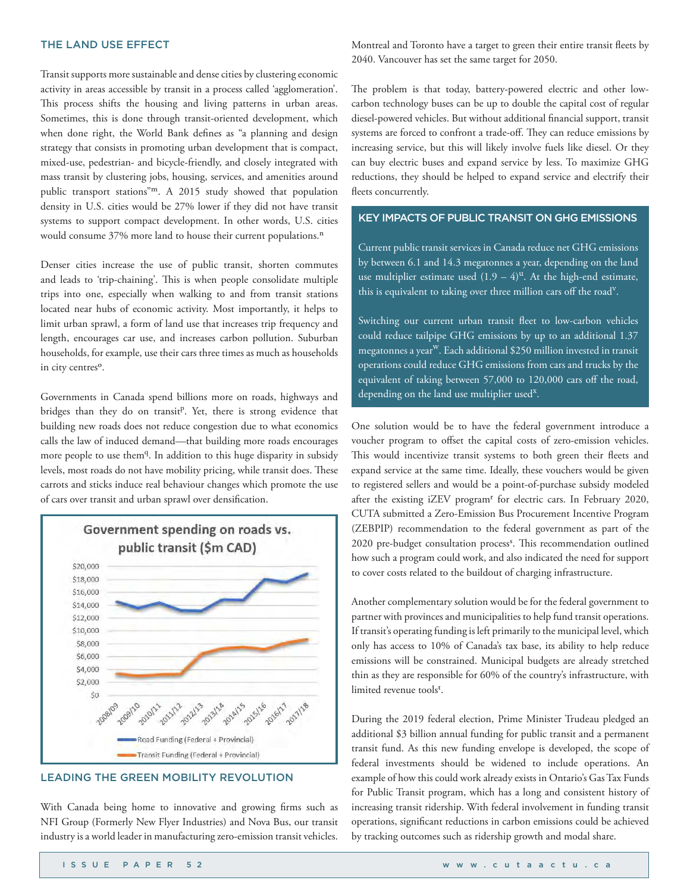## THE LAND USE EFFECT

Transit supports more sustainable and dense cities by clustering economic activity in areas accessible by transit in a process called 'agglomeration'. This process shifts the housing and living patterns in urban areas. Sometimes, this is done through transit-oriented development, which when done right, the World Bank defines as "a planning and design strategy that consists in promoting urban development that is compact, mixed-use, pedestrian- and bicycle-friendly, and closely integrated with mass transit by clustering jobs, housing, services, and amenities around public transport stations"[m]. A 2015 study showed that population density in U.S. cities would be 27% lower if they did not have transit systems to support compact development. In other words, U.S. cities would consume 37% more land to house their current populations.[n]

Denser cities increase the use of public transit, shorten commutes and leads to 'trip-chaining'. This is when people consolidate multiple trips into one, especially when walking to and from transit stations located near hubs of economic activity. Most importantly, it helps to limit urban sprawl, a form of land use that increases trip frequency and length, encourages car use, and increases carbon pollution. Suburban households, for example, use their cars three times as much as households in city centres[o].

Governments in Canada spend billions more on roads, highways and bridges than they do on transit[p]. Yet, there is strong evidence that building new roads does not reduce congestion due to what economics calls the law of induced demand—that building more roads encourages more people to use them[q]. In addition to this huge disparity in subsidy levels, most roads do not have mobility pricing, while transit does. These carrots and sticks induce real behaviour changes which promote the use of cars over transit and urban sprawl over densification.

**Government spending on roads vs. public transit ($m CAD)**

| Year | Road Funding (Federal + Provincial) | Transit Funding (Federal + Provincial) |
|---|---|---|
| 2008/09 | ~$14,500 | ~$3,300 |
| 2009/10 | ~$13,700 | ~$3,000 |
| 2010/11 | ~$14,300 | ~$3,200 |
| 2011/12 | ~$13,200 | ~$3,300 |
| 2012/13 | ~$13,100 | ~$6,300 |
| 2013/14 | ~$14,900 | ~$7,200 |
| 2014/15 | ~$14,900 | ~$7,400 |
| 2015/16 | ~$18,000 | ~$7,100 |
| 2016/17 | ~$17,500 | ~$8,000 |
| 2017/18 | ~$18,800 | ~$8,500 |

## LEADING THE GREEN MOBILITY REVOLUTION

With Canada being home to innovative and growing firms such as NFI Group (Formerly New Flyer Industries) and Nova Bus, our transit industry is a world leader in manufacturing zero-emission transit vehicles. Montreal and Toronto have a target to green their entire transit fleets by 2040. Vancouver has set the same target for 2050.

The problem is that today, battery-powered electric and other low-carbon technology buses can be up to double the capital cost of regular diesel-powered vehicles. But without additional financial support, transit systems are forced to confront a trade-off. They can reduce emissions by increasing service, but this will likely involve fuels like diesel. Or they can buy electric buses and expand service by less. To maximize GHG reductions, they should be helped to expand service and electrify their fleets concurrently.

### KEY IMPACTS OF PUBLIC TRANSIT ON GHG EMISSIONS

Current public transit services in Canada reduce net GHG emissions by between 6.1 and 14.3 megatonnes a year, depending on the land use multiplier estimate used (1.9 – 4)[u]. At the high-end estimate, this is equivalent to taking over three million cars off the road[v].

Switching our current urban transit fleet to low-carbon vehicles could reduce tailpipe GHG emissions by up to an additional 1.37 megatonnes a year[w]. Each additional $250 million invested in transit operations could reduce GHG emissions from cars and trucks by the equivalent of taking between 57,000 to 120,000 cars off the road, depending on the land use multiplier used[x].

One solution would be to have the federal government introduce a voucher program to offset the capital costs of zero-emission vehicles. This would incentivize transit systems to both green their fleets and expand service at the same time. Ideally, these vouchers would be given to registered sellers and would be a point-of-purchase subsidy modeled after the existing iZEV program[r] for electric cars. In February 2020, CUTA submitted a Zero-Emission Bus Procurement Incentive Program (ZEBPIP) recommendation to the federal government as part of the 2020 pre-budget consultation process[s]. This recommendation outlined how such a program could work, and also indicated the need for support to cover costs related to the buildout of charging infrastructure.

Another complementary solution would be for the federal government to partner with provinces and municipalities to help fund transit operations. If transit's operating funding is left primarily to the municipal level, which only has access to 10% of Canada's tax base, its ability to help reduce emissions will be constrained. Municipal budgets are already stretched thin as they are responsible for 60% of the country's infrastructure, with limited revenue tools[t].

During the 2019 federal election, Prime Minister Trudeau pledged an additional $3 billion annual funding for public transit and a permanent transit fund. As this new funding envelope is developed, the scope of federal investments should be widened to include operations. An example of how this could work already exists in Ontario's Gas Tax Funds for Public Transit program, which has a long and consistent history of increasing transit ridership. With federal involvement in funding transit operations, significant reductions in carbon emissions could be achieved by tracking outcomes such as ridership growth and modal share.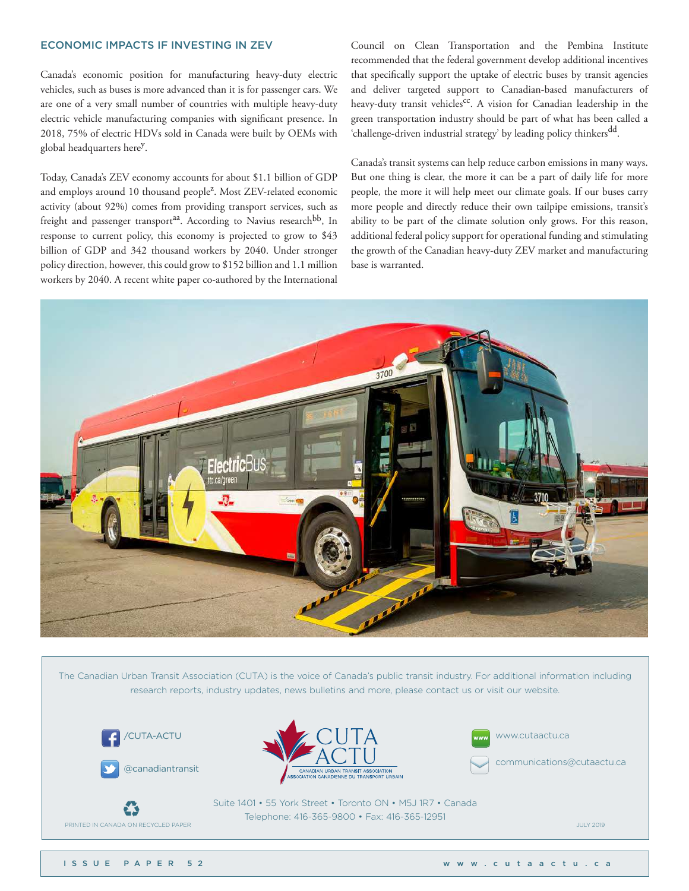## ECONOMIC IMPACTS IF INVESTING IN ZEV

Canada's economic position for manufacturing heavy-duty electric vehicles, such as buses is more advanced than it is for passenger cars. We are one of a very small number of countries with multiple heavy-duty electric vehicle manufacturing companies with significant presence. In 2018, 75% of electric HDVs sold in Canada were built by OEMs with global headquarters here[y].

Today, Canada's ZEV economy accounts for about $1.1 billion of GDP and employs around 10 thousand people[z]. Most ZEV-related economic activity (about 92%) comes from providing transport services, such as freight and passenger transport[aa]. According to Navius research[bb], In response to current policy, this economy is projected to grow to $43 billion of GDP and 342 thousand workers by 2040. Under stronger policy direction, however, this could grow to $152 billion and 1.1 million workers by 2040. A recent white paper co-authored by the International Council on Clean Transportation and the Pembina Institute recommended that the federal government develop additional incentives that specifically support the uptake of electric buses by transit agencies and deliver targeted support to Canadian-based manufacturers of heavy-duty transit vehicles[cc]. A vision for Canadian leadership in the green transportation industry should be part of what has been called a 'challenge-driven industrial strategy' by leading policy thinkers[dd].

Canada's transit systems can help reduce carbon emissions in many ways. But one thing is clear, the more it can be a part of daily life for more people, the more it will help meet our climate goals. If our buses carry more people and directly reduce their own tailpipe emissions, transit's ability to be part of the climate solution only grows. For this reason, additional federal policy support for operational funding and stimulating the growth of the Canadian heavy-duty ZEV market and manufacturing base is warranted.

The Canadian Urban Transit Association (CUTA) is the voice of Canada's public transit industry. For additional information including research reports, industry updates, news bulletins and more, please contact us or visit our website.

/CUTA-ACTU

@canadiantransit

CUTA ACTU
CANADIAN URBAN TRANSIT ASSOCIATION
ASSOCIATION CANADIENNE DU TRANSPORT URBAIN

www.cutaactu.ca

communications@cutaactu.ca

Suite 1401 • 55 York Street • Toronto ON • M5J 1R7 • Canada
Telephone: 416-365-9800 • Fax: 416-365-12951

PRINTED IN CANADA ON RECYCLED PAPER

JULY 2019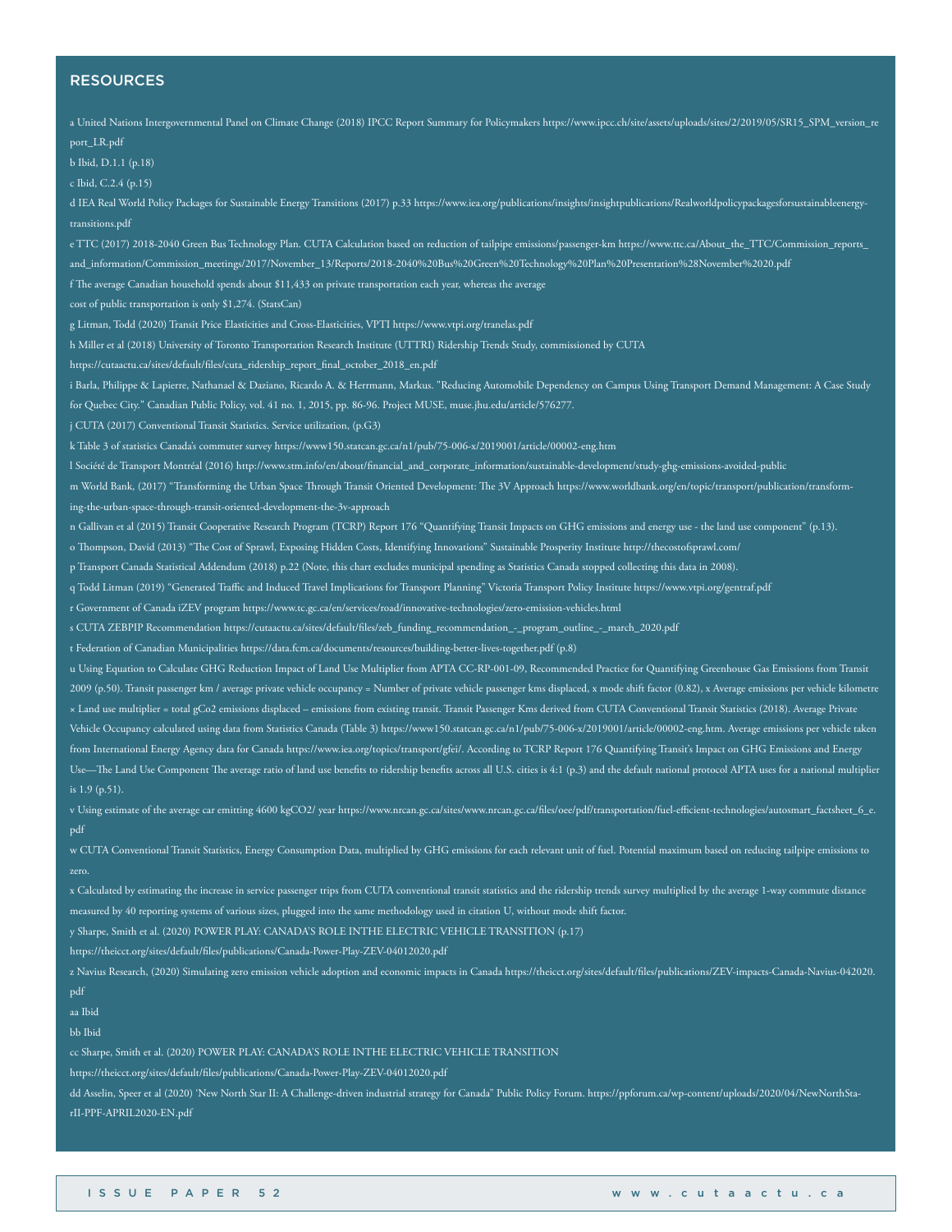## RESOURCES

a United Nations Intergovernmental Panel on Climate Change (2018) IPCC Report Summary for Policymakers https://www.ipcc.ch/site/assets/uploads/sites/2/2019/05/SR15_SPM_version_report_LR.pdf

b Ibid, D.1.1 (p.18)

c Ibid, C.2.4 (p.15)

d IEA Real World Policy Packages for Sustainable Energy Transitions (2017) p.33 https://www.iea.org/publications/insights/insightpublications/Realworldpolicypackagesforsustainableenergytransitions.pdf

e TTC (2017) 2018-2040 Green Bus Technology Plan. CUTA Calculation based on reduction of tailpipe emissions/passenger-km https://www.ttc.ca/About_the_TTC/Commission_reports_and_information/Commission_meetings/2017/November_13/Reports/2018-2040%20Bus%20Green%20Technology%20Plan%20Presentation%28November%2020.pdf

f The average Canadian household spends about $11,433 on private transportation each year, whereas the average cost of public transportation is only $1,274. (StatsCan)

g Litman, Todd (2020) Transit Price Elasticities and Cross-Elasticities, VPTI https://www.vtpi.org/tranelas.pdf

h Miller et al (2018) University of Toronto Transportation Research Institute (UTTRI) Ridership Trends Study, commissioned by CUTA https://cutaactu.ca/sites/default/files/cuta_ridership_report_final_october_2018_en.pdf

i Barla, Philippe & Lapierre, Nathanael & Daziano, Ricardo A. & Herrmann, Markus. "Reducing Automobile Dependency on Campus Using Transport Demand Management: A Case Study for Quebec City." Canadian Public Policy, vol. 41 no. 1, 2015, pp. 86-96. Project MUSE, muse.jhu.edu/article/576277.

j CUTA (2017) Conventional Transit Statistics. Service utilization, (p.G3)

k Table 3 of statistics Canada's commuter survey https://www150.statcan.gc.ca/n1/pub/75-006-x/2019001/article/00002-eng.htm

l Société de Transport Montréal (2016) http://www.stm.info/en/about/financial_and_corporate_information/sustainable-development/study-ghg-emissions-avoided-public

m World Bank, (2017) "Transforming the Urban Space Through Transit Oriented Development: The 3V Approach https://www.worldbank.org/en/topic/transport/publication/transforming-the-urban-space-through-transit-oriented-development-the-3v-approach

n Gallivan et al (2015) Transit Cooperative Research Program (TCRP) Report 176 "Quantifying Transit Impacts on GHG emissions and energy use - the land use component" (p.13).

o Thompson, David (2013) "The Cost of Sprawl, Exposing Hidden Costs, Identifying Innovations" Sustainable Prosperity Institute http://thecostofsprawl.com/

p Transport Canada Statistical Addendum (2018) p.22 (Note, this chart excludes municipal spending as Statistics Canada stopped collecting this data in 2008).

q Todd Litman (2019) "Generated Traffic and Induced Travel Implications for Transport Planning" Victoria Transport Policy Institute https://www.vtpi.org/gentraf.pdf

r Government of Canada iZEV program https://www.tc.gc.ca/en/services/road/innovative-technologies/zero-emission-vehicles.html

s CUTA ZEBPIP Recommendation https://cutaactu.ca/sites/default/files/zeb_funding_recommendation_-_program_outline_-_march_2020.pdf

t Federation of Canadian Municipalities https://data.fcm.ca/documents/resources/building-better-lives-together.pdf (p.8)

u Using Equation to Calculate GHG Reduction Impact of Land Use Multiplier from APTA CC-RP-001-09, Recommended Practice for Quantifying Greenhouse Gas Emissions from Transit 2009 (p.50). Transit passenger km / average private vehicle occupancy = Number of private vehicle passenger kms displaced, x mode shift factor (0.82), x Average emissions per vehicle kilometre × Land use multiplier = total gCo2 emissions displaced – emissions from existing transit. Transit Passenger Kms derived from CUTA Conventional Transit Statistics (2018). Average Private Vehicle Occupancy calculated using data from Statistics Canada (Table 3) https://www150.statcan.gc.ca/n1/pub/75-006-x/2019001/article/00002-eng.htm. Average emissions per vehicle taken from International Energy Agency data for Canada https://www.iea.org/topics/transport/gfei/. According to TCRP Report 176 Quantifying Transit's Impact on GHG Emissions and Energy Use—The Land Use Component The average ratio of land use benefits to ridership benefits across all U.S. cities is 4:1 (p.3) and the default national protocol APTA uses for a national multiplier is 1.9 (p.51).

v Using estimate of the average car emitting 4600 kgCO2/ year https://www.nrcan.gc.ca/sites/www.nrcan.gc.ca/files/oee/pdf/transportation/fuel-efficient-technologies/autosmart_factsheet_6_e.pdf

w CUTA Conventional Transit Statistics, Energy Consumption Data, multiplied by GHG emissions for each relevant unit of fuel. Potential maximum based on reducing tailpipe emissions to zero.

x Calculated by estimating the increase in service passenger trips from CUTA conventional transit statistics and the ridership trends survey multiplied by the average 1-way commute distance measured by 40 reporting systems of various sizes, plugged into the same methodology used in citation U, without mode shift factor.

y Sharpe, Smith et al. (2020) POWER PLAY: CANADA'S ROLE INTHE ELECTRIC VEHICLE TRANSITION (p.17) https://theicct.org/sites/default/files/publications/Canada-Power-Play-ZEV-04012020.pdf

z Navius Research, (2020) Simulating zero emission vehicle adoption and economic impacts in Canada https://theicct.org/sites/default/files/publications/ZEV-impacts-Canada-Navius-042020.pdf

aa Ibid

bb Ibid

cc Sharpe, Smith et al. (2020) POWER PLAY: CANADA'S ROLE INTHE ELECTRIC VEHICLE TRANSITION https://theicct.org/sites/default/files/publications/Canada-Power-Play-ZEV-04012020.pdf

dd Asselin, Speer et al (2020) 'New North Star II: A Challenge-driven industrial strategy for Canada" Public Policy Forum. https://ppforum.ca/wp-content/uploads/2020/04/NewNorthStarII-PPF-APRIL2020-EN.pdf